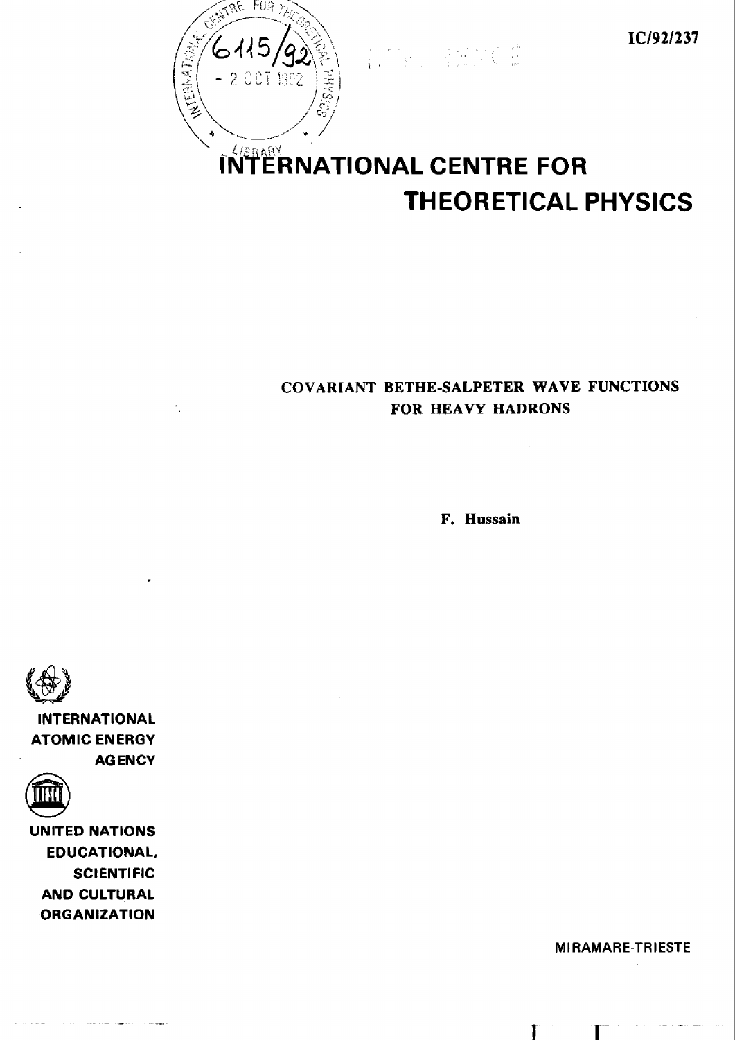IC/92/237

# INTERNATIONAL CENTRE FOR THEORETICAL PHYSICS

## COVARIANT BETHE-SALPETER WAVE FUNCTIONS FOR HEAVY HADRONS

**F. Hussain**

INTERNATIONAL ATOMIC ENERGY AGENCY

UNITED NATIONS EDUCATIONAL, SCIENTIFIC AND CULTURAL ORGANIZATION

MIRAMARE-TRIESTE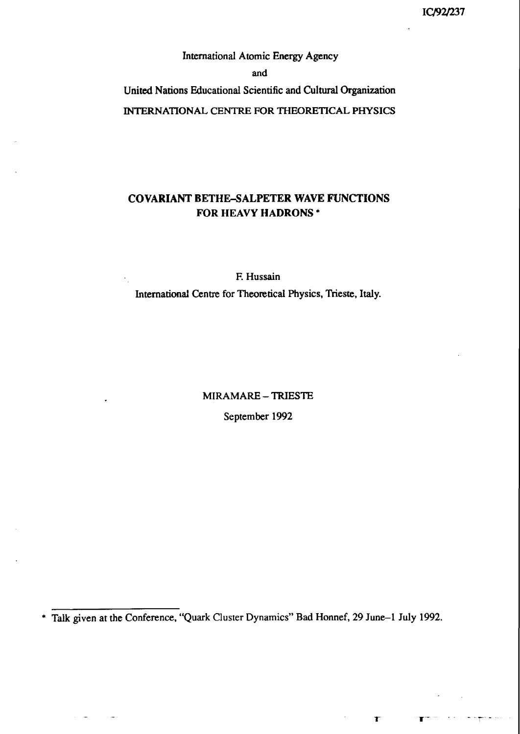IC/92/237

International Atomic Energy Agency

and

United Nations Educational Scientific and Cultural Organization

INTERNATIONAL CENTRE FOR THEORETICAL PHYSICS

# COVARIANT BETHE–SALPETER WAVE FUNCTIONS FOR HEAVY HADRONS *

F. Hussain

International Centre for Theoretical Physics, Trieste, Italy.

MIRAMARE – TRIESTE

September 1992

---

\* Talk given at the Conference, "Quark Cluster Dynamics" Bad Honnef, 29 June–1 July 1992.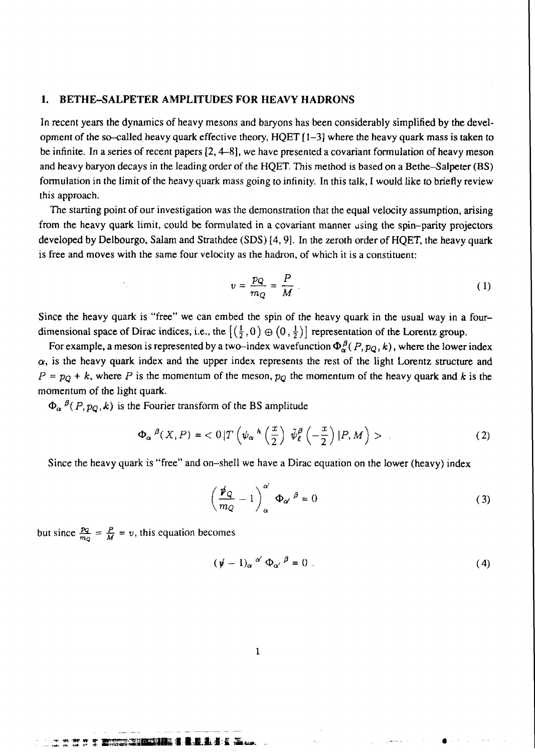## 1. BETHE–SALPETER AMPLITUDES FOR HEAVY HADRONS

In recent years the dynamics of heavy mesons and baryons has been considerably simplified by the development of the so–called heavy quark effective theory, HQET [1–3] where the heavy quark mass is taken to be infinite. In a series of recent papers [2, 4–8], we have presented a covariant formulation of heavy meson and heavy baryon decays in the leading order of the HQET. This method is based on a Bethe–Salpeter (BS) formulation in the limit of the heavy quark mass going to infinity. In this talk, I would like to briefly review this approach.

The starting point of our investigation was the demonstration that the equal velocity assumption, arising from the heavy quark limit, could be formulated in a covariant manner using the spin–parity projectors developed by Delbourgo, Salam and Strathdee (SDS) [4, 9]. In the zeroth order of HQET, the heavy quark is free and moves with the same four velocity as the hadron, of which it is a constituent:

$$v = \frac{p_Q}{m_Q} = \frac{P}{M} \tag{1}$$

Since the heavy quark is "free" we can embed the spin of the heavy quark in the usual way in a four–dimensional space of Dirac indices, i.e., the $\left[\left(\frac{1}{2}, 0\right) \oplus \left(0, \frac{1}{2}\right)\right]$ representation of the Lorentz group.

For example, a meson is represented by a two–index wavefunction $\Phi_\alpha^\beta(P, p_Q, k)$, where the lower index $\alpha$, is the heavy quark index and the upper index represents the rest of the light Lorentz structure and $P = p_Q + k$, where $P$ is the momentum of the meson, $p_Q$ the momentum of the heavy quark and $k$ is the momentum of the light quark.

$\Phi_\alpha{}^\beta(P, p_Q, k)$ is the Fourier transform of the BS amplitude

$$\Phi_\alpha{}^\beta(X, P) = <0|T\left(\psi_\alpha{}^h\left(\frac{x}{2}\right) \bar{\psi}_\ell^\beta\left(-\frac{x}{2}\right)|P, M\right)> . \tag{2}$$

Since the heavy quark is "free" and on–shell we have a Dirac equation on the lower (heavy) index

$$\left(\frac{\not{p}_Q}{m_Q} - 1\right)_\alpha^{\alpha'} \Phi_{\alpha'}{}^\beta = 0 \tag{3}$$

but since $\frac{p_Q}{m_Q} = \frac{P}{M} = v$, this equation becomes

$$(\not{v} - 1)_\alpha{}^{\alpha'} \Phi_{\alpha'}{}^\beta = 0 . \tag{4}$$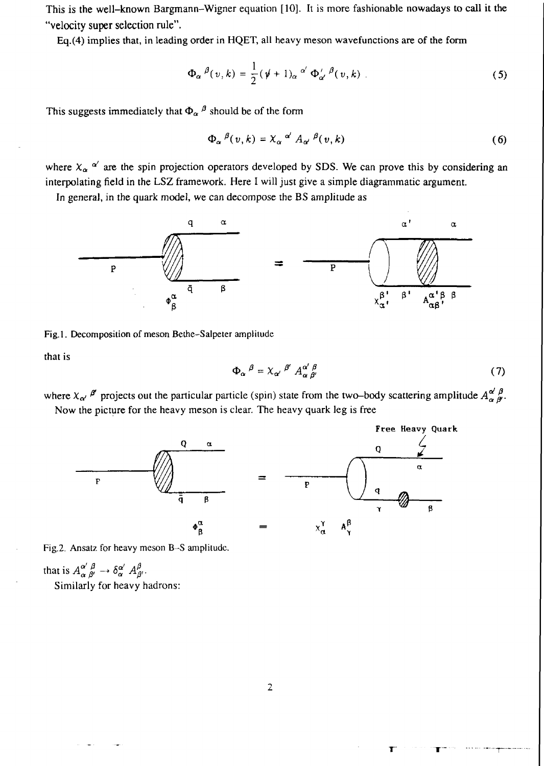This is the well-known Bargmann–Wigner equation [10]. It is more fashionable nowadays to call it the "velocity super selection rule".

Eq.(4) implies that, in leading order in HQET, all heavy meson wavefunctions are of the form

$$\Phi_\alpha{}^\beta(v,k) = \frac{1}{2}(\not v + 1)_\alpha{}^{\alpha'}\,\Phi'_{\alpha'}{}^\beta(v,k)\ . \tag{5}$$

This suggests immediately that $\Phi_\alpha{}^\beta$ should be of the form

$$\Phi_\alpha{}^\beta(v,k) = \chi_\alpha{}^{\alpha'}\,A_{\alpha'}{}^\beta(v,k) \tag{6}$$

where $\chi_\alpha{}^{\alpha'}$ are the spin projection operators developed by SDS. We can prove this by considering an interpolating field in the LSZ framework. Here I will just give a simple diagrammatic argument.

In general, in the quark model, we can decompose the BS amplitude as

Fig.1. Decomposition of meson Bethe–Salpeter amplitude

that is

$$\Phi_\alpha{}^\beta = \chi_{\alpha'}{}^{\beta'}\,A^{\alpha'}_{\alpha}{}^{\beta}_{\beta'} \tag{7}$$

where $\chi_{\alpha'}{}^{\beta'}$ projects out the particular particle (spin) state from the two–body scattering amplitude $A^{\alpha'}_{\alpha}{}^{\beta}_{\beta'}$.

Now the picture for the heavy meson is clear. The heavy quark leg is free

Fig.2. Ansatz for heavy meson B–S amplitude.

that is $A^{\alpha'}_{\alpha}{}^{\beta}_{\beta'} \to \delta^{\alpha'}_{\alpha}\,A^{\beta}_{\beta'}$.

Similarly for heavy hadrons: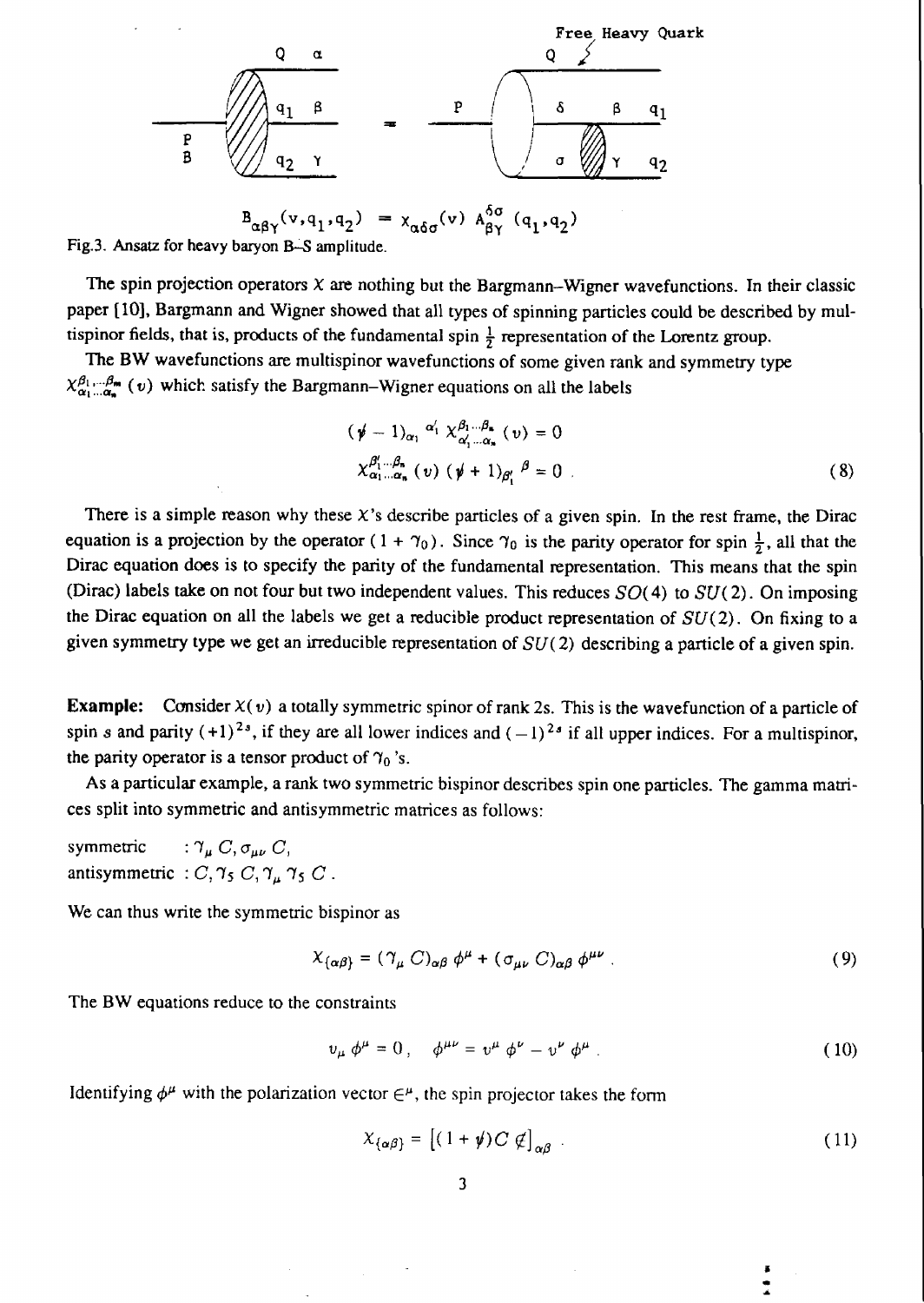$$B_{\alpha\beta\gamma}(v,q_1,q_2) = \chi_{\alpha\delta\sigma}(v)\ A^{\delta\sigma}_{\beta\gamma}(q_1,q_2)$$

Fig.3. Ansatz for heavy baryon B–S amplitude.

The spin projection operators $\chi$ are nothing but the Bargmann–Wigner wavefunctions. In their classic paper [10], Bargmann and Wigner showed that all types of spinning particles could be described by multispinor fields, that is, products of the fundamental spin $\frac{1}{2}$ representation of the Lorentz group.

The BW wavefunctions are multispinor wavefunctions of some given rank and symmetry type $\chi^{\beta_1 \ldots \beta_m}_{\alpha_1 \ldots \alpha_n}(v)$ which satisfy the Bargmann–Wigner equations on all the labels

$$
\begin{aligned}
(\not{v} - 1)_{\alpha_1}{}^{\alpha_1'}\ \chi^{\beta_1 \ldots \beta_m}_{\alpha_1' \ldots \alpha_n}(v) &= 0 \\
\chi^{\beta_1' \ldots \beta_m}_{\alpha_1 \ldots \alpha_n}(v)\ (\not{v} + 1)_{\beta_1'}{}^{\beta} &= 0\ .
\end{aligned}
\tag{8}
$$

There is a simple reason why these $\chi$'s describe particles of a given spin. In the rest frame, the Dirac equation is a projection by the operator $(1 + \gamma_0)$. Since $\gamma_0$ is the parity operator for spin $\frac{1}{2}$, all that the Dirac equation does is to specify the parity of the fundamental representation. This means that the spin (Dirac) labels take on not four but two independent values. This reduces $SO(4)$ to $SU(2)$. On imposing the Dirac equation on all the labels we get a reducible product representation of $SU(2)$. On fixing to a given symmetry type we get an irreducible representation of $SU(2)$ describing a particle of a given spin.

**Example:** Consider $\chi(v)$ a totally symmetric spinor of rank $2s$. This is the wavefunction of a particle of spin $s$ and parity $(+1)^{2s}$, if they are all lower indices and $(-1)^{2s}$ if all upper indices. For a multispinor, the parity operator is a tensor product of $\gamma_0$'s.

As a particular example, a rank two symmetric bispinor describes spin one particles. The gamma matrices split into symmetric and antisymmetric matrices as follows:

symmetric : $\gamma_\mu C, \sigma_{\mu\nu} C,$
antisymmetric : $C, \gamma_5 C, \gamma_\mu \gamma_5 C\ .$

We can thus write the symmetric bispinor as

$$
\chi_{\{\alpha\beta\}} = (\gamma_\mu C)_{\alpha\beta}\ \phi^\mu + (\sigma_{\mu\nu} C)_{\alpha\beta}\ \phi^{\mu\nu}\ .
\tag{9}
$$

The BW equations reduce to the constraints

$$
v_\mu \phi^\mu = 0\ , \quad \phi^{\mu\nu} = v^\mu \phi^\nu - v^\nu \phi^\mu\ .
\tag{10}
$$

Identifying $\phi^\mu$ with the polarization vector $\epsilon^\mu$, the spin projector takes the form

$$
\chi_{\{\alpha\beta\}} = \left[(1 + \not{v}) C\ \not{\epsilon}\right]_{\alpha\beta}\ .
\tag{11}
$$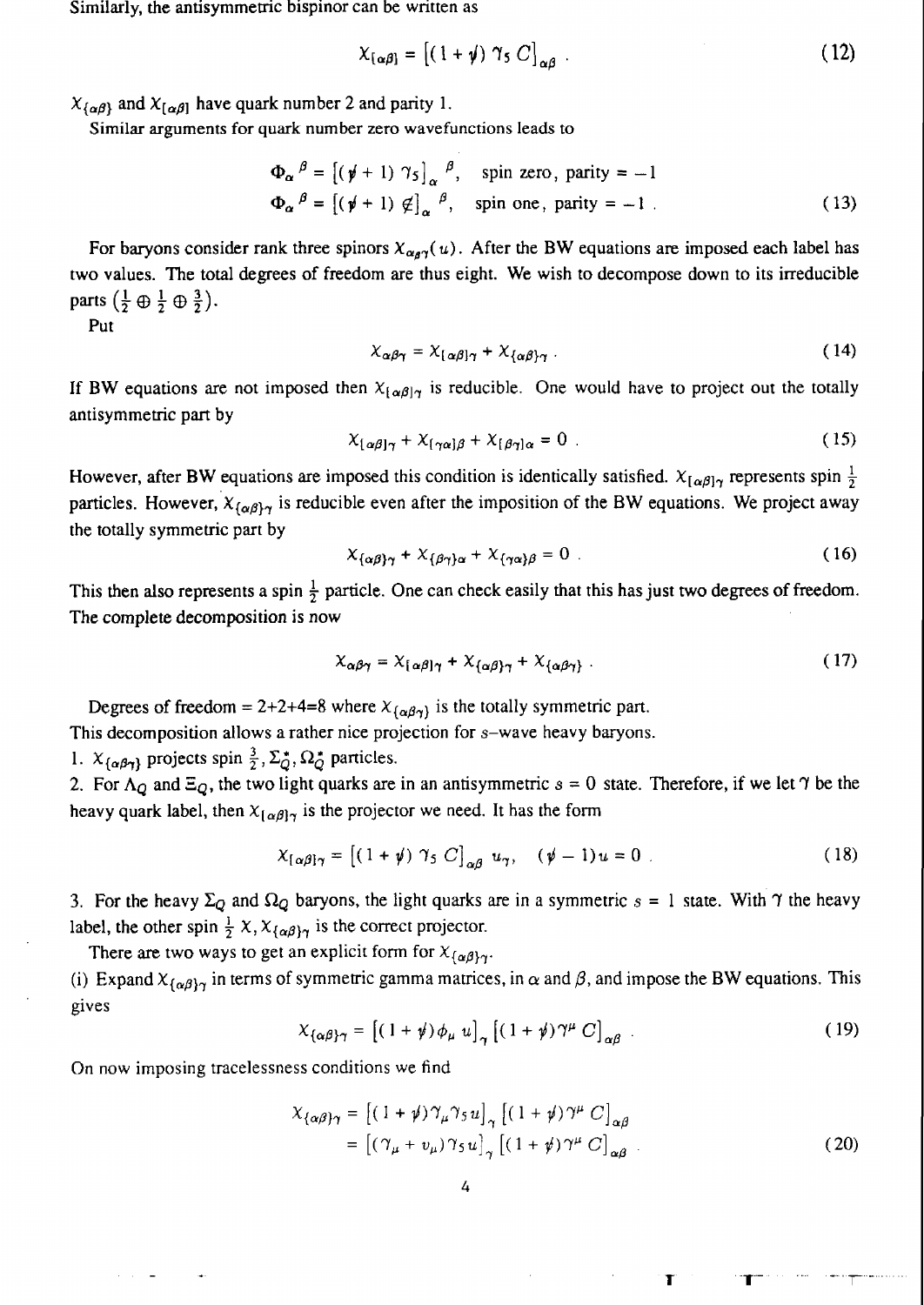Similarly, the antisymmetric bispinor can be written as

$$\chi_{[\alpha\beta]} = \left[(1+\not{v})\,\gamma_5\, C\right]_{\alpha\beta} . \tag{12}$$

$\chi_{\{\alpha\beta\}}$ and $\chi_{[\alpha\beta]}$ have quark number 2 and parity 1.

Similar arguments for quark number zero wavefunctions leads to

$$\Phi_\alpha{}^\beta = \left[(\not{v}+1)\,\gamma_5\right]_\alpha{}^\beta, \quad \text{spin zero, parity} = -1$$
$$\Phi_\alpha{}^\beta = \left[(\not{v}+1)\,\not{\epsilon}\right]_\alpha{}^\beta, \quad \text{spin one, parity} = -1 . \tag{13}$$

For baryons consider rank three spinors $\chi_{\alpha\beta\gamma}(u)$. After the BW equations are imposed each label has two values. The total degrees of freedom are thus eight. We wish to decompose down to its irreducible parts $(\frac{1}{2}\oplus\frac{1}{2}\oplus\frac{3}{2})$.

Put

$$\chi_{\alpha\beta\gamma} = \chi_{[\alpha\beta]\gamma} + \chi_{\{\alpha\beta\}\gamma} . \tag{14}$$

If BW equations are not imposed then $\chi_{[\alpha\beta]\gamma}$ is reducible. One would have to project out the totally antisymmetric part by

$$\chi_{[\alpha\beta]\gamma} + \chi_{[\gamma\alpha]\beta} + \chi_{[\beta\gamma]\alpha} = 0 . \tag{15}$$

However, after BW equations are imposed this condition is identically satisfied. $\chi_{[\alpha\beta]\gamma}$ represents spin $\frac{1}{2}$ particles. However, $\chi_{\{\alpha\beta\}\gamma}$ is reducible even after the imposition of the BW equations. We project away the totally symmetric part by

$$\chi_{\{\alpha\beta\}\gamma} + \chi_{\{\beta\gamma\}\alpha} + \chi_{\{\gamma\alpha\}\beta} = 0 . \tag{16}$$

This then also represents a spin $\frac{1}{2}$ particle. One can check easily that this has just two degrees of freedom. The complete decomposition is now

$$\chi_{\alpha\beta\gamma} = \chi_{[\alpha\beta]\gamma} + \chi_{\{\alpha\beta\}\gamma} + \chi_{\{\alpha\beta\gamma\}} . \tag{17}$$

Degrees of freedom = 2+2+4=8 where $\chi_{\{\alpha\beta\gamma\}}$ is the totally symmetric part.

This decomposition allows a rather nice projection for $s$–wave heavy baryons.

1. $\chi_{\{\alpha\beta\gamma\}}$ projects spin $\frac{3}{2}$, $\Sigma_Q^*$, $\Omega_Q^*$ particles.

2. For $\Lambda_Q$ and $\Xi_Q$, the two light quarks are in an antisymmetric $s=0$ state. Therefore, if we let $\gamma$ be the heavy quark label, then $\chi_{[\alpha\beta]\gamma}$ is the projector we need. It has the form

$$\chi_{[\alpha\beta]\gamma} = \left[(1+\not{v})\,\gamma_5\, C\right]_{\alpha\beta} u_\gamma, \quad (\not{v}-1)u = 0 . \tag{18}$$

3. For the heavy $\Sigma_Q$ and $\Omega_Q$ baryons, the light quarks are in a symmetric $s=1$ state. With $\gamma$ the heavy label, the other spin $\frac{1}{2}$ $\chi$, $\chi_{\{\alpha\beta\}\gamma}$ is the correct projector.

There are two ways to get an explicit form for $\chi_{\{\alpha\beta\}\gamma}$.

(i) Expand $\chi_{\{\alpha\beta\}\gamma}$ in terms of symmetric gamma matrices, in $\alpha$ and $\beta$, and impose the BW equations. This gives

$$\chi_{\{\alpha\beta\}\gamma} = \left[(1+\not{v})\phi_\mu\, u\right]_\gamma \left[(1+\not{v})\gamma^\mu\, C\right]_{\alpha\beta} . \tag{19}$$

On now imposing tracelessness conditions we find

$$\begin{aligned}\chi_{\{\alpha\beta\}\gamma} &= \left[(1+\not{v})\gamma_\mu\gamma_5 u\right]_\gamma \left[(1+\not{v})\gamma^\mu\, C\right]_{\alpha\beta} \\ &= \left[(\gamma_\mu + v_\mu)\gamma_5 u\right]_\gamma \left[(1+\not{v})\gamma^\mu\, C\right]_{\alpha\beta} .\end{aligned} \tag{20}$$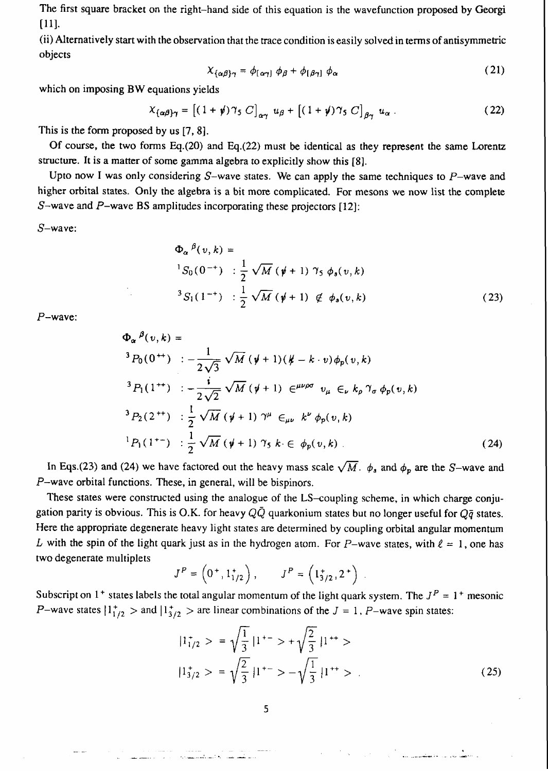The first square bracket on the right-hand side of this equation is the wavefunction proposed by Georgi [11].

(ii) Alternatively start with the observation that the trace condition is easily solved in terms of antisymmetric objects

$$\chi_{\{\alpha\beta\}\gamma} = \phi_{[\alpha\gamma]}\,\phi_\beta + \phi_{[\beta\gamma]}\,\phi_\alpha \tag{21}$$

which on imposing BW equations yields

$$\chi_{\{\alpha\beta\}\gamma} = \left[(1+\not v)\gamma_5\, C\right]_{\alpha\gamma} u_\beta + \left[(1+\not v)\gamma_5\, C\right]_{\beta\gamma} u_\alpha\,. \tag{22}$$

This is the form proposed by us [7, 8].

Of course, the two forms Eq.(20) and Eq.(22) must be identical as they represent the same Lorentz structure. It is a matter of some gamma algebra to explicitly show this [8].

Upto now I was only considering $S$-wave states. We can apply the same techniques to $P$-wave and higher orbital states. Only the algebra is a bit more complicated. For mesons we now list the complete $S$-wave and $P$-wave BS amplitudes incorporating these projectors [12]:

$S$-wave:

$$\begin{aligned}
&\Phi_\alpha{}^\beta(v,k) = \\
&{}^1S_0(0^{-+}) \;:\; \frac{1}{2}\sqrt{M}\,(\not v + 1)\,\gamma_5\,\phi_s(v,k) \\
&{}^3S_1(1^{-+}) \;:\; \frac{1}{2}\sqrt{M}\,(\not v + 1)\,\not\in\,\phi_s(v,k)
\end{aligned} \tag{23}$$

$P$-wave:

$$\begin{aligned}
&\Phi_\alpha{}^\beta(v,k) = \\
&{}^3P_0(0^{++}) \;:\; -\frac{1}{2\sqrt{3}}\sqrt{M}\,(\not v + 1)(\not k - k\cdot v)\,\phi_p(v,k) \\
&{}^3P_1(1^{++}) \;:\; -\frac{i}{2\sqrt{2}}\sqrt{M}\,(\not v + 1)\;\epsilon^{\mu\nu\rho\sigma}\,v_\mu\,\in_\nu\,k_\rho\,\gamma_\sigma\,\phi_p(v,k) \\
&{}^3P_2(2^{++}) \;:\; \frac{1}{2}\sqrt{M}\,(\not v + 1)\,\gamma^\mu\,\in_{\mu\nu}\,k^\nu\,\phi_p(v,k) \\
&{}^1P_1(1^{+-}) \;:\; \frac{1}{2}\sqrt{M}\,(\not v + 1)\,\gamma_5\,k\cdot\in\,\phi_p(v,k)\,.
\end{aligned} \tag{24}$$

In Eqs.(23) and (24) we have factored out the heavy mass scale $\sqrt{M}$. $\phi_s$ and $\phi_p$ are the $S$-wave and $P$-wave orbital functions. These, in general, will be bispinors.

These states were constructed using the analogue of the LS-coupling scheme, in which charge conjugation parity is obvious. This is O.K. for heavy $Q\bar{Q}$ quarkonium states but no longer useful for $Q\bar{q}$ states. Here the appropriate degenerate heavy light states are determined by coupling orbital angular momentum $L$ with the spin of the light quark just as in the hydrogen atom. For $P$-wave states, with $\ell = 1$, one has two degenerate multiplets

$$J^P = \left(0^+, 1^+_{1/2}\right), \qquad J^P = \left(1^+_{3/2}, 2^+\right).$$

Subscript on $1^+$ states labels the total angular momentum of the light quark system. The $J^P = 1^+$ mesonic $P$-wave states $|1^+_{1/2}>$ and $|1^+_{3/2}>$ are linear combinations of the $J = 1$, $P$-wave spin states:

$$\begin{aligned}
|1^+_{1/2}> &= \sqrt{\frac{1}{3}}\,|1^{+-}> + \sqrt{\frac{2}{3}}\,|1^{++}> \\
|1^+_{3/2}> &= \sqrt{\frac{2}{3}}\,|1^{+-}> - \sqrt{\frac{1}{3}}\,|1^{++}>\,.
\end{aligned} \tag{25}$$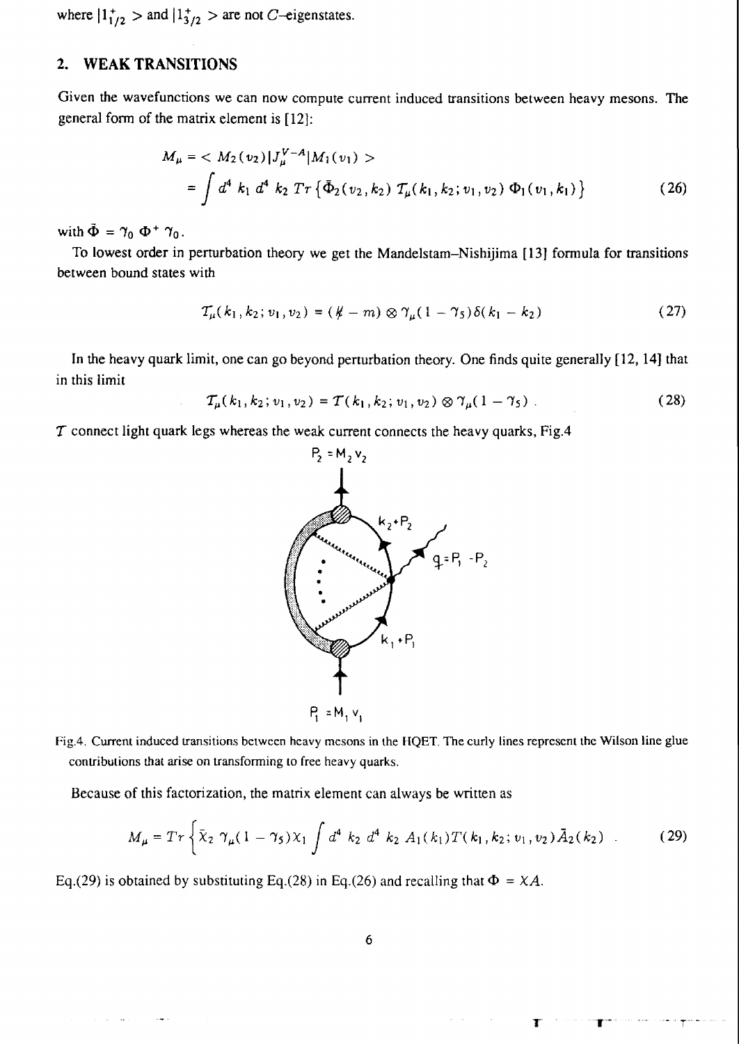where $|1^+_{1/2}>$ and $|1^+_{3/2}>$ are not $C$–eigenstates.

## 2. WEAK TRANSITIONS

Given the wavefunctions we can now compute current induced transitions between heavy mesons. The general form of the matrix element is [12]:

$$M_\mu = < M_2(v_2)|J_\mu^{V-A}|M_1(v_1) >$$
$$= \int d^4\, k_1\, d^4\, k_2\; Tr\left\{\bar{\Phi}_2(v_2, k_2)\; \mathcal{T}_\mu(k_1, k_2; v_1, v_2)\; \Phi_1(v_1, k_1)\right\} \tag{26}$$

with $\bar{\Phi} = \gamma_0\, \Phi^+\, \gamma_0$.

To lowest order in perturbation theory we get the Mandelstam–Nishijima [13] formula for transitions between bound states with

$$\mathcal{T}_\mu(k_1, k_2; v_1, v_2) = (\not{k} - m) \otimes \gamma_\mu(1 - \gamma_5)\delta(k_1 - k_2) \tag{27}$$

In the heavy quark limit, one can go beyond perturbation theory. One finds quite generally [12, 14] that in this limit

$$\mathcal{T}_\mu(k_1, k_2; v_1, v_2) = \mathcal{T}(k_1, k_2; v_1, v_2) \otimes \gamma_\mu(1 - \gamma_5)\,. \tag{28}$$

$\mathcal{T}$ connect light quark legs whereas the weak current connects the heavy quarks, Fig.4

Fig.4. Current induced transitions between heavy mesons in the HQET. The curly lines represent the Wilson line glue contributions that arise on transforming to free heavy quarks.

Because of this factorization, the matrix element can always be written as

$$M_\mu = Tr\left\{\bar{\chi}_2\; \gamma_\mu(1 - \gamma_5)\chi_1 \int d^4\; k_2\; d^4\; k_2\; A_1(k_1)T(k_1, k_2; v_1, v_2)\bar{A}_2(k_2)\right. \;. \tag{29}$$

Eq.(29) is obtained by substituting Eq.(28) in Eq.(26) and recalling that $\Phi = \chi A$.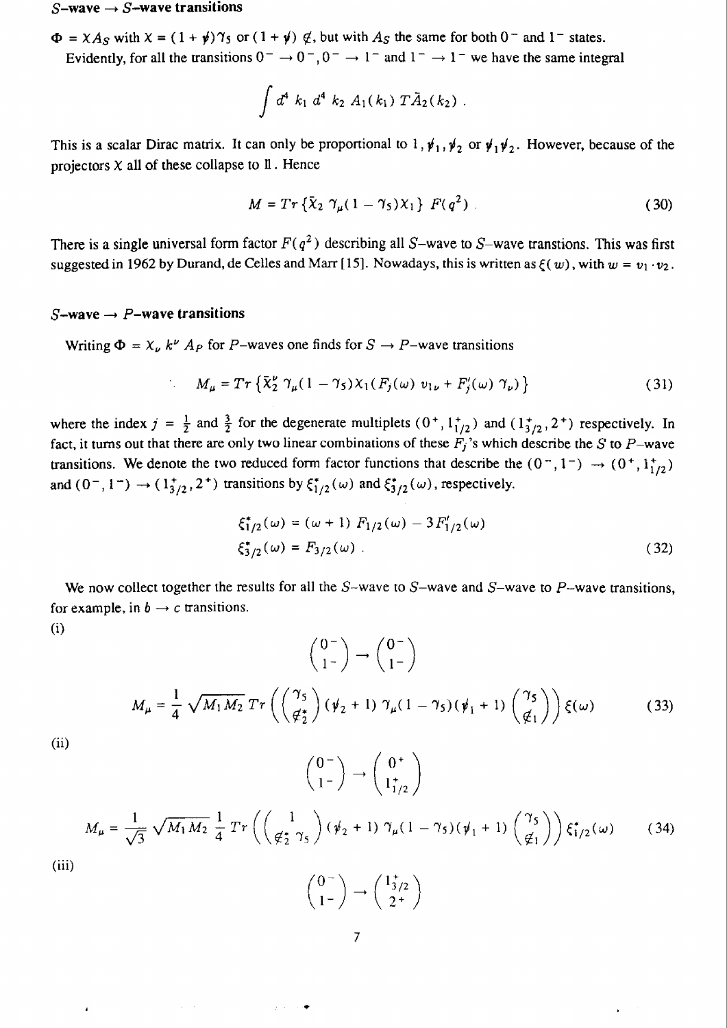### $S$–wave $\to$ $S$–wave transitions

$\Phi = \chi A_S$ with $\chi = (1+\not{v})\gamma_5$ or $(1+\not{v})\not{\epsilon}$, but with $A_S$ the same for both $0^-$ and $1^-$ states.

Evidently, for all the transitions $0^- \to 0^-$, $0^- \to 1^-$ and $1^- \to 1^-$ we have the same integral

$$\int d^4 k_1 \, d^4 k_2 \, A_1(k_1) \, T \bar{A}_2(k_2) \; .$$

This is a scalar Dirac matrix. It can only be proportional to $1, \not{v}_1, \not{v}_2$ or $\not{v}_1 \not{v}_2$. However, because of the projectors $\chi$ all of these collapse to $\mathbb{1}$. Hence

$$M = Tr\{\bar{\chi}_2 \, \gamma_\mu (1-\gamma_5) \chi_1\} \; F(q^2) \; . \tag{30}$$

There is a single universal form factor $F(q^2)$ describing all $S$–wave to $S$–wave transtions. This was first suggested in 1962 by Durand, de Celles and Marr [15]. Nowadays, this is written as $\xi(w)$, with $w = v_1 \cdot v_2$.

### $S$–wave $\to$ $P$–wave transitions

Writing $\Phi = \chi_\nu \, k^\nu \, A_P$ for $P$–waves one finds for $S \to P$–wave transitions

$$M_\mu = Tr\left\{\bar{\chi}_2^\nu \, \gamma_\mu (1-\gamma_5) \chi_1 (F_j(\omega) \, v_{1\nu} + F_j'(\omega) \, \gamma_\nu)\right\} \tag{31}$$

where the index $j = \frac{1}{2}$ and $\frac{3}{2}$ for the degenerate multiplets $(0^+, 1^+_{1/2})$ and $(1^+_{3/2}, 2^+)$ respectively. In fact, it turns out that there are only two linear combinations of these $F_j$'s which describe the $S$ to $P$–wave transitions. We denote the two reduced form factor functions that describe the $(0^-, 1^-) \to (0^+, 1^+_{1/2})$ and $(0^-, 1^-) \to (1^+_{3/2}, 2^+)$ transitions by $\xi^*_{1/2}(\omega)$ and $\xi^*_{3/2}(\omega)$, respectively.

$$\begin{aligned} \xi^*_{1/2}(\omega) &= (\omega + 1) \, F_{1/2}(\omega) - 3 F'_{1/2}(\omega) \\ \xi^*_{3/2}(\omega) &= F_{3/2}(\omega) \; . \end{aligned} \tag{32}$$

We now collect together the results for all the $S$–wave to $S$–wave and $S$–wave to $P$–wave transitions, for example, in $b \to c$ transitions.

(i)

$$\begin{pmatrix} 0^- \\ 1^- \end{pmatrix} \to \begin{pmatrix} 0^- \\ 1^- \end{pmatrix}$$

$$M_\mu = \frac{1}{4} \sqrt{M_1 M_2} \, Tr\left( \begin{pmatrix} \gamma_5 \\ \not{\epsilon}_2^* \end{pmatrix} (\not{v}_2 + 1) \, \gamma_\mu (1-\gamma_5)(\not{v}_1 + 1) \begin{pmatrix} \gamma_5 \\ \not{\epsilon}_1 \end{pmatrix} \right) \xi(\omega) \tag{33}$$

(ii)

$$\begin{pmatrix} 0^- \\ 1^- \end{pmatrix} \to \begin{pmatrix} 0^+ \\ 1^+_{1/2} \end{pmatrix}$$

$$M_\mu = \frac{1}{\sqrt{3}} \sqrt{M_1 M_2} \, \frac{1}{4} \, Tr\left( \begin{pmatrix} 1 \\ \not{\epsilon}_2^* \gamma_5 \end{pmatrix} (\not{v}_2 + 1) \, \gamma_\mu (1-\gamma_5)(\not{v}_1 + 1) \begin{pmatrix} \gamma_5 \\ \not{\epsilon}_1 \end{pmatrix} \right) \xi^*_{1/2}(\omega) \tag{34}$$

(iii)

$$\begin{pmatrix} 0^- \\ 1^- \end{pmatrix} \to \begin{pmatrix} 1^+_{3/2} \\ 2^+ \end{pmatrix}$$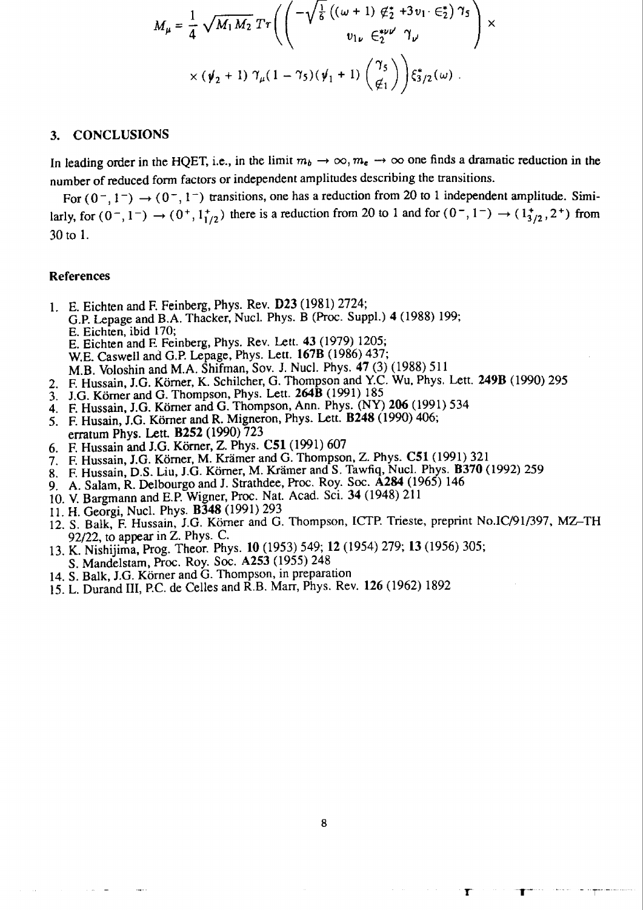$$M_\mu = \frac{1}{4}\sqrt{M_1 M_2}\, Tr\left(\begin{pmatrix} -\sqrt{\frac{1}{6}}\left((\omega+1)\,\not{\epsilon}_2^{*} + 3 v_1 \cdot \epsilon_2^{*}\right)\gamma_5 \\ v_{1\nu}\ \epsilon_2^{*\nu\nu'}\ \gamma_{\nu'} \end{pmatrix} \times \right.$$

$$\left. \times\, (\not{v}_2 + 1)\,\gamma_\mu (1-\gamma_5)(\not{v}_1 + 1)\begin{pmatrix}\gamma_5 \\ \not{\epsilon}_1\end{pmatrix}\right)\xi_{3/2}^{*}(\omega)\ .$$

## 3. CONCLUSIONS

In leading order in the HQET, i.e., in the limit $m_b \to \infty, m_c \to \infty$ one finds a dramatic reduction in the number of reduced form factors or independent amplitudes describing the transitions.

For $(0^-, 1^-) \to (0^-, 1^-)$ transitions, one has a reduction from 20 to 1 independent amplitude. Similarly, for $(0^-, 1^-) \to (0^+, 1^+_{1/2})$ there is a reduction from 20 to 1 and for $(0^-, 1^-) \to (1^+_{3/2}, 2^+)$ from 30 to 1.

### References

1. E. Eichten and F. Feinberg, Phys. Rev. **D23** (1981) 2724;
   G.P. Lepage and B.A. Thacker, Nucl. Phys. B (Proc. Suppl.) **4** (1988) 199;
   E. Eichten, ibid 170;
   E. Eichten and F. Feinberg, Phys. Lett. **43** (1979) 1205;
   W.E. Caswell and G.P. Lepage, Phys. Lett. **167B** (1986) 437;
   M.B. Voloshin and M.A. Shifman, Sov. J. Nucl. Phys. **47** (3) (1988) 511
2. F. Hussain, J.G. Körner, K. Schilcher, G. Thompson and Y.C. Wu, Phys. Lett. **249B** (1990) 295
3. J.G. Körner and G. Thompson, Phys. Lett. **264B** (1991) 185
4. F. Hussain, J.G. Körner and G. Thompson, Ann. Phys. (NY) **206** (1991) 534
5. F. Husain, J.G. Körner and R. Migneron, Phys. Lett. **B248** (1990) 406;
   erratum Phys. Lett. **B252** (1990) 723
6. F. Hussain and J.G. Körner, Z. Phys. **C51** (1991) 607
7. F. Hussain, J.G. Körner, M. Krämer and G. Thompson, Z. Phys. **C51** (1991) 321
8. F. Hussain, D.S. Liu, J.G. Körner, M. Krämer and S. Tawfiq, Nucl. Phys. **B370** (1992) 259
9. A. Salam, R. Delbourgo and J. Strathdee, Proc. Roy. Soc. **A284** (1965) 146
10. V. Bargmann and E.P. Wigner, Proc. Nat. Acad. Sci. **34** (1948) 211
11. H. Georgi, Nucl. Phys. **B348** (1991) 293
12. S. Balk, F. Hussain, J.G. Körner and G. Thompson, ICTP. Trieste, preprint No.IC/91/397, MZ–TH 92/22, to appear in Z. Phys. C.
13. K. Nishijima, Prog. Theor. Phys. **10** (1953) 549; **12** (1954) 279; **13** (1956) 305;
    S. Mandelstam, Proc. Roy. Soc. **A253** (1955) 248
14. S. Balk, J.G. Körner and G. Thompson, in preparation
15. L. Durand III, P.C. de Celles and R.B. Marr, Phys. Rev. **126** (1962) 1892